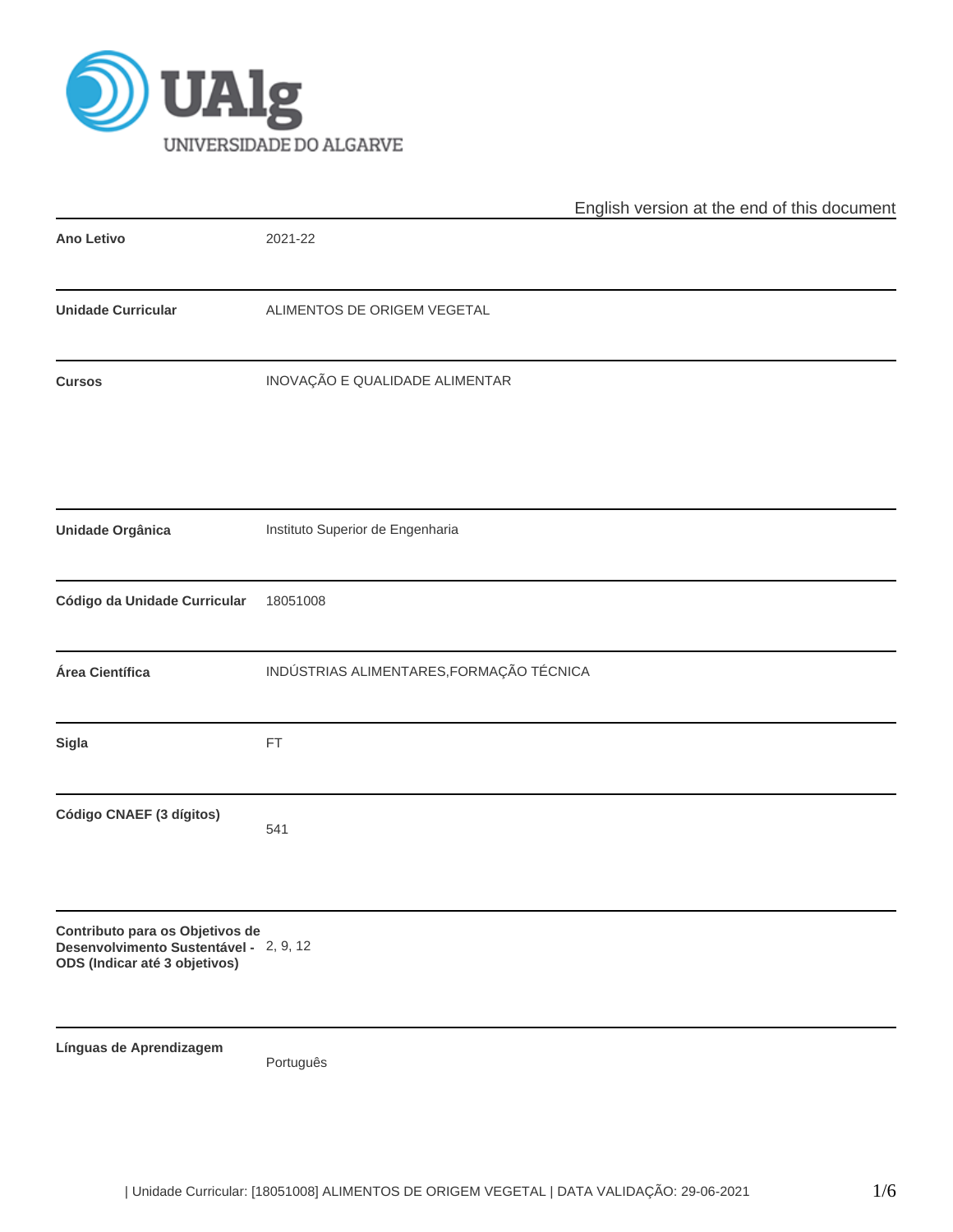English version at the end of this document

| | |
|---|---|
| **Ano Letivo** | 2021-22 |
| **Unidade Curricular** | ALIMENTOS DE ORIGEM VEGETAL |
| **Cursos** | INOVAÇÃO E QUALIDADE ALIMENTAR |
| **Unidade Orgânica** | Instituto Superior de Engenharia |
| **Código da Unidade Curricular** | 18051008 |
| **Área Científica** | INDÚSTRIAS ALIMENTARES,FORMAÇÃO TÉCNICA |
| **Sigla** | FT |
| **Código CNAEF (3 dígitos)** | 541 |
| **Contributo para os Objetivos de Desenvolvimento Sustentável - ODS (Indicar até 3 objetivos)** | 2, 9, 12 |
| **Línguas de Aprendizagem** | Português |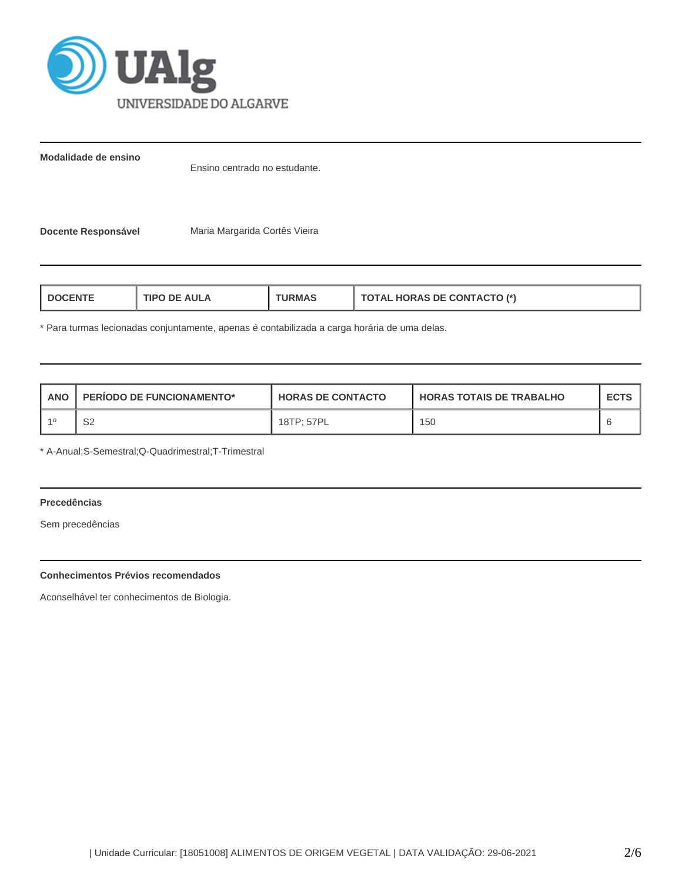**Modalidade de ensino** Ensino centrado no estudante.

**Docente Responsável** Maria Margarida Cortês Vieira

| DOCENTE | TIPO DE AULA | TURMAS | TOTAL HORAS DE CONTACTO (*) |
|---|---|---|---|

* Para turmas lecionadas conjuntamente, apenas é contabilizada a carga horária de uma delas.

| ANO | PERÍODO DE FUNCIONAMENTO* | HORAS DE CONTACTO | HORAS TOTAIS DE TRABALHO | ECTS |
|---|---|---|---|---|
| 1º | S2 | 18TP; 57PL | 150 | 6 |

* A-Anual;S-Semestral;Q-Quadrimestral;T-Trimestral

**Precedências**

Sem precedências

**Conhecimentos Prévios recomendados**

Aconselhável ter conhecimentos de Biologia.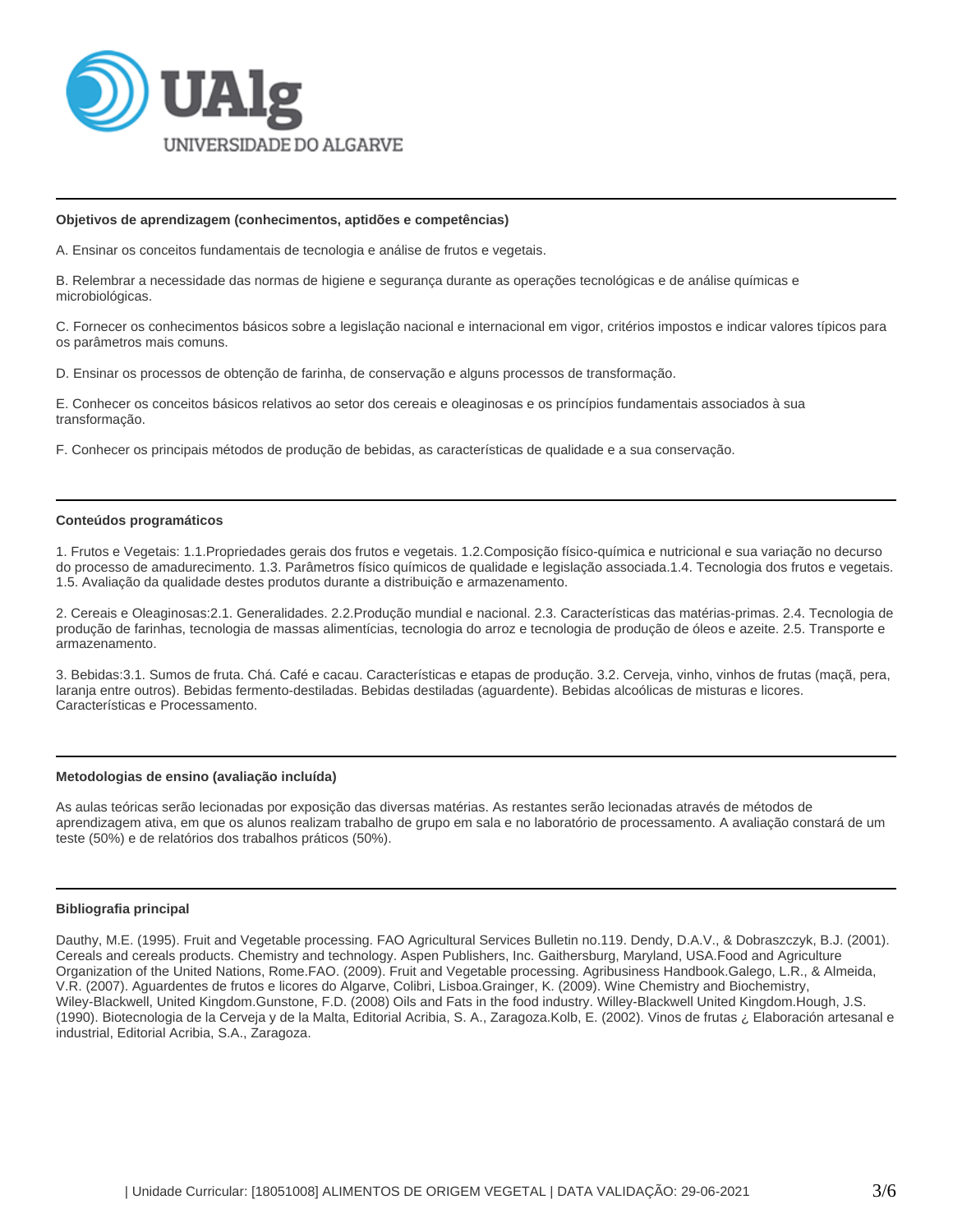### Objetivos de aprendizagem (conhecimentos, aptidões e competências)

A. Ensinar os conceitos fundamentais de tecnologia e análise de frutos e vegetais.

B. Relembrar a necessidade das normas de higiene e segurança durante as operações tecnológicas e de análise químicas e microbiológicas.

C. Fornecer os conhecimentos básicos sobre a legislação nacional e internacional em vigor, critérios impostos e indicar valores típicos para os parâmetros mais comuns.

D. Ensinar os processos de obtenção de farinha, de conservação e alguns processos de transformação.

E. Conhecer os conceitos básicos relativos ao setor dos cereais e oleaginosas e os princípios fundamentais associados à sua transformação.

F. Conhecer os principais métodos de produção de bebidas, as características de qualidade e a sua conservação.

### Conteúdos programáticos

1. Frutos e Vegetais: 1.1.Propriedades gerais dos frutos e vegetais. 1.2.Composição físico-química e nutricional e sua variação no decurso do processo de amadurecimento. 1.3. Parâmetros físico químicos de qualidade e legislação associada.1.4. Tecnologia dos frutos e vegetais. 1.5. Avaliação da qualidade destes produtos durante a distribuição e armazenamento.

2. Cereais e Oleaginosas:2.1. Generalidades. 2.2.Produção mundial e nacional. 2.3. Características das matérias-primas. 2.4. Tecnologia de produção de farinhas, tecnologia de massas alimentícias, tecnologia do arroz e tecnologia de produção de óleos e azeite. 2.5. Transporte e armazenamento.

3. Bebidas:3.1. Sumos de fruta. Chá. Café e cacau. Características e etapas de produção. 3.2. Cerveja, vinho, vinhos de frutas (maçã, pera, laranja entre outros). Bebidas fermento-destiladas. Bebidas destiladas (aguardente). Bebidas alcoólicas de misturas e licores. Características e Processamento.

### Metodologias de ensino (avaliação incluída)

As aulas teóricas serão lecionadas por exposição das diversas matérias. As restantes serão lecionadas através de métodos de aprendizagem ativa, em que os alunos realizam trabalho de grupo em sala e no laboratório de processamento. A avaliação constará de um teste (50%) e de relatórios dos trabalhos práticos (50%).

### Bibliografia principal

Dauthy, M.E. (1995). Fruit and Vegetable processing. FAO Agricultural Services Bulletin no.119. Dendy, D.A.V., & Dobraszczyk, B.J. (2001). Cereals and cereals products. Chemistry and technology. Aspen Publishers, Inc. Gaithersburg, Maryland, USA.Food and Agriculture Organization of the United Nations, Rome.FAO. (2009). Fruit and Vegetable processing. Agribusiness Handbook.Galego, L.R., & Almeida, V.R. (2007). Aguardentes de frutos e licores do Algarve, Colibri, Lisboa.Grainger, K. (2009). Wine Chemistry and Biochemistry, Wiley-Blackwell, United Kingdom.Gunstone, F.D. (2008) Oils and Fats in the food industry. Willey-Blackwell United Kingdom.Hough, J.S. (1990). Biotecnologia de la Cerveja y de la Malta, Editorial Acribia, S. A., Zaragoza.Kolb, E. (2002). Vinos de frutas ¿ Elaboración artesanal e industrial, Editorial Acribia, S.A., Zaragoza.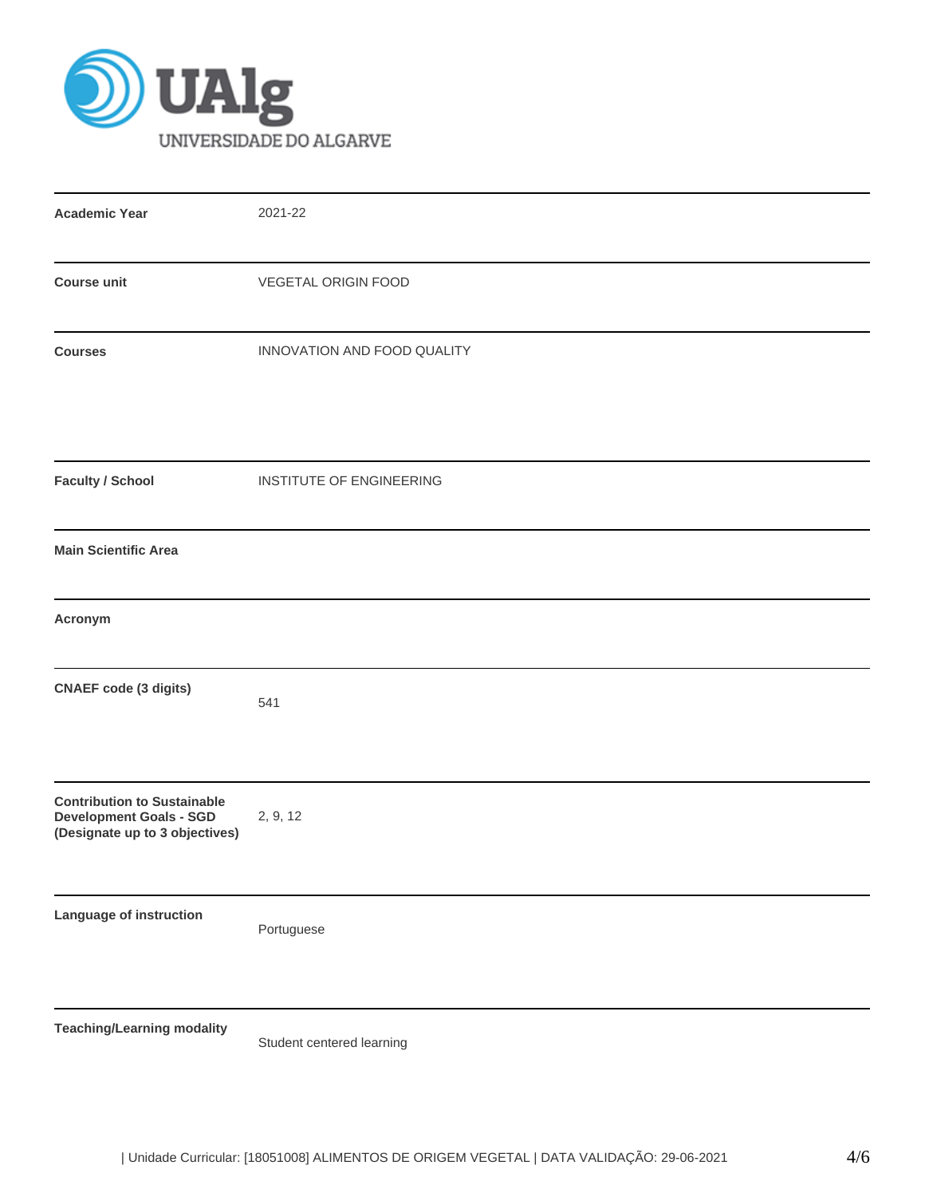| | |
|---|---|
| **Academic Year** | 2021-22 |
| **Course unit** | VEGETAL ORIGIN FOOD |
| **Courses** | INNOVATION AND FOOD QUALITY |
| **Faculty / School** | INSTITUTE OF ENGINEERING |
| **Main Scientific Area** | |
| **Acronym** | |
| **CNAEF code (3 digits)** | 541 |
| **Contribution to Sustainable Development Goals - SGD (Designate up to 3 objectives)** | 2, 9, 12 |
| **Language of instruction** | Portuguese |
| **Teaching/Learning modality** | Student centered learning |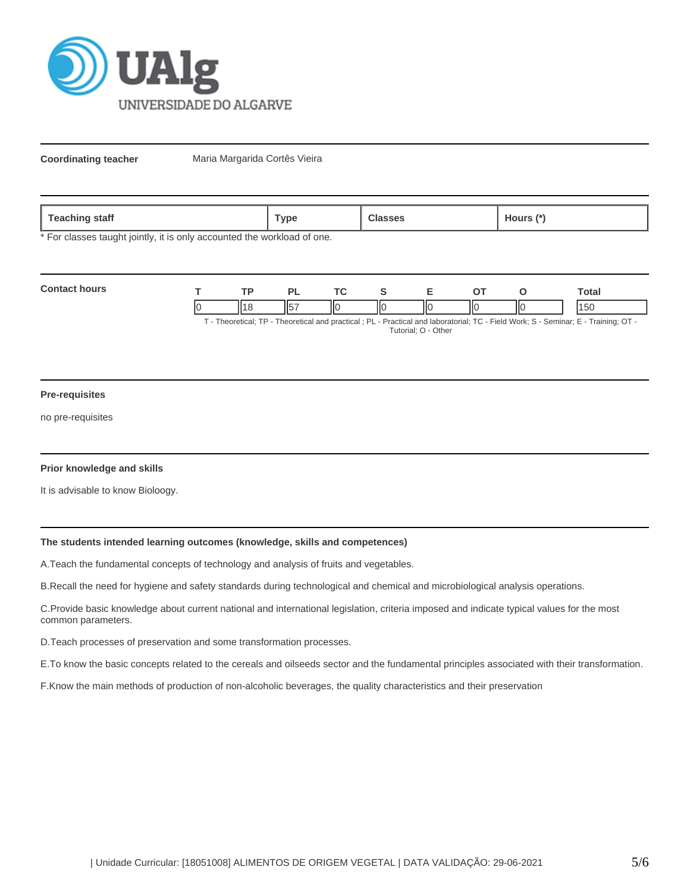**Coordinating teacher** Maria Margarida Cortês Vieira

| Teaching staff | Type | Classes | Hours (*) |
|---|---|---|---|

\* For classes taught jointly, it is only accounted the workload of one.

**Contact hours**

| T | TP | PL | TC | S | E | OT | O | Total |
|---|---|---|---|---|---|---|---|---|
| 0 | 18 | 57 | 0 | 0 | 0 | 0 | 0 | 150 |

T - Theoretical; TP - Theoretical and practical ; PL - Practical and laboratorial; TC - Field Work; S - Seminar; E - Training; OT - Tutorial; O - Other

**Pre-requisites**

no pre-requisites

**Prior knowledge and skills**

It is advisable to know Bioloogy.

**The students intended learning outcomes (knowledge, skills and competences)**

A.Teach the fundamental concepts of technology and analysis of fruits and vegetables.

B.Recall the need for hygiene and safety standards during technological and chemical and microbiological analysis operations.

C.Provide basic knowledge about current national and international legislation, criteria imposed and indicate typical values for the most common parameters.

D.Teach processes of preservation and some transformation processes.

E.To know the basic concepts related to the cereals and oilseeds sector and the fundamental principles associated with their transformation.

F.Know the main methods of production of non-alcoholic beverages, the quality characteristics and their preservation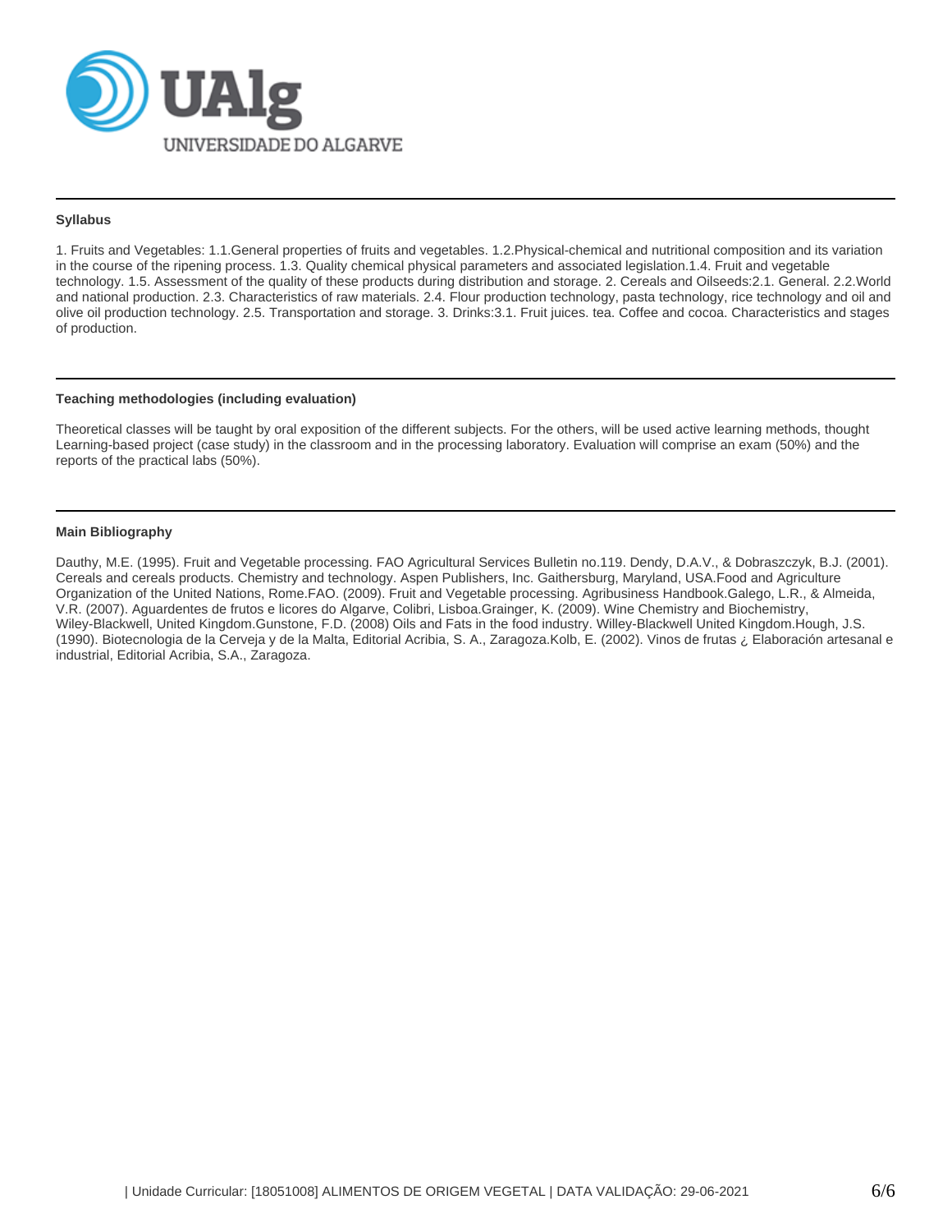### Syllabus

1. Fruits and Vegetables: 1.1.General properties of fruits and vegetables. 1.2.Physical-chemical and nutritional composition and its variation in the course of the ripening process. 1.3. Quality chemical physical parameters and associated legislation.1.4. Fruit and vegetable technology. 1.5. Assessment of the quality of these products during distribution and storage. 2. Cereals and Oilseeds:2.1. General. 2.2.World and national production. 2.3. Characteristics of raw materials. 2.4. Flour production technology, pasta technology, rice technology and oil and olive oil production technology. 2.5. Transportation and storage. 3. Drinks:3.1. Fruit juices. tea. Coffee and cocoa. Characteristics and stages of production.

### Teaching methodologies (including evaluation)

Theoretical classes will be taught by oral exposition of the different subjects. For the others, will be used active learning methods, thought Learning-based project (case study) in the classroom and in the processing laboratory. Evaluation will comprise an exam (50%) and the reports of the practical labs (50%).

### Main Bibliography

Dauthy, M.E. (1995). Fruit and Vegetable processing. FAO Agricultural Services Bulletin no.119. Dendy, D.A.V., & Dobraszczyk, B.J. (2001). Cereals and cereals products. Chemistry and technology. Aspen Publishers, Inc. Gaithersburg, Maryland, USA.Food and Agriculture Organization of the United Nations, Rome.FAO. (2009). Fruit and Vegetable processing. Agribusiness Handbook.Galego, L.R., & Almeida, V.R. (2007). Aguardentes de frutos e licores do Algarve, Colibri, Lisboa.Grainger, K. (2009). Wine Chemistry and Biochemistry, Wiley-Blackwell, United Kingdom.Gunstone, F.D. (2008) Oils and Fats in the food industry. Willey-Blackwell United Kingdom.Hough, J.S. (1990). Biotecnologia de la Cerveja y de la Malta, Editorial Acribia, S. A., Zaragoza.Kolb, E. (2002). Vinos de frutas ¿ Elaboración artesanal e industrial, Editorial Acribia, S.A., Zaragoza.